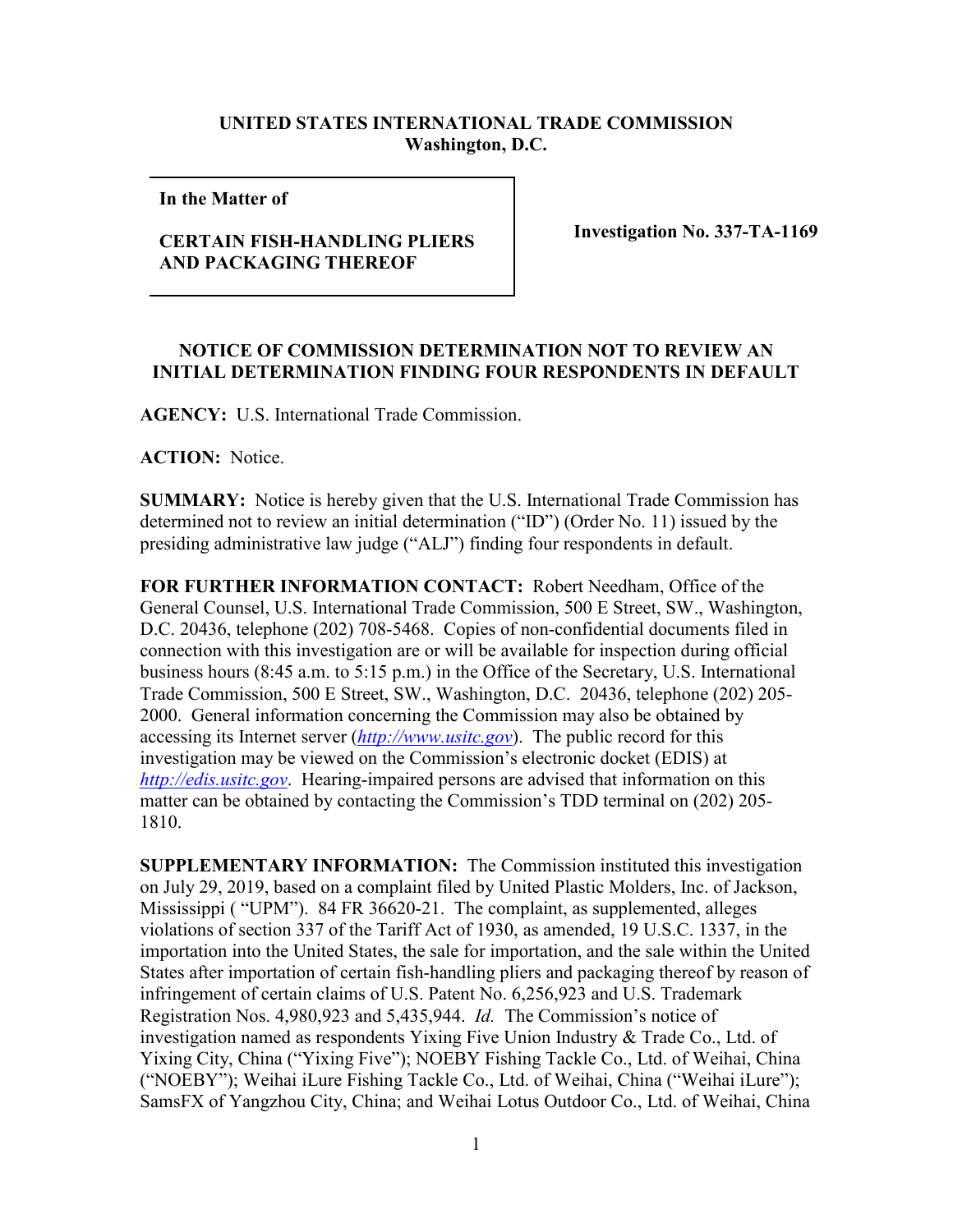**UNITED STATES INTERNATIONAL TRADE COMMISSION**
**Washington, D.C.**

| **In the Matter of** **CERTAIN FISH-HANDLING PLIERS AND PACKAGING THEREOF** | **Investigation No. 337-TA-1169** |
|---|---|

**NOTICE OF COMMISSION DETERMINATION NOT TO REVIEW AN INITIAL DETERMINATION FINDING FOUR RESPONDENTS IN DEFAULT**

**AGENCY:** U.S. International Trade Commission.

**ACTION:** Notice.

**SUMMARY:** Notice is hereby given that the U.S. International Trade Commission has determined not to review an initial determination ("ID") (Order No. 11) issued by the presiding administrative law judge ("ALJ") finding four respondents in default.

**FOR FURTHER INFORMATION CONTACT:** Robert Needham, Office of the General Counsel, U.S. International Trade Commission, 500 E Street, SW., Washington, D.C. 20436, telephone (202) 708-5468. Copies of non-confidential documents filed in connection with this investigation are or will be available for inspection during official business hours (8:45 a.m. to 5:15 p.m.) in the Office of the Secretary, U.S. International Trade Commission, 500 E Street, SW., Washington, D.C. 20436, telephone (202) 205-2000. General information concerning the Commission may also be obtained by accessing its Internet server (*http://www.usitc.gov*). The public record for this investigation may be viewed on the Commission's electronic docket (EDIS) at *http://edis.usitc.gov*. Hearing-impaired persons are advised that information on this matter can be obtained by contacting the Commission's TDD terminal on (202) 205-1810.

**SUPPLEMENTARY INFORMATION:** The Commission instituted this investigation on July 29, 2019, based on a complaint filed by United Plastic Molders, Inc. of Jackson, Mississippi ( "UPM"). 84 FR 36620-21. The complaint, as supplemented, alleges violations of section 337 of the Tariff Act of 1930, as amended, 19 U.S.C. 1337, in the importation into the United States, the sale for importation, and the sale within the United States after importation of certain fish-handling pliers and packaging thereof by reason of infringement of certain claims of U.S. Patent No. 6,256,923 and U.S. Trademark Registration Nos. 4,980,923 and 5,435,944. *Id.* The Commission's notice of investigation named as respondents Yixing Five Union Industry & Trade Co., Ltd. of Yixing City, China ("Yixing Five"); NOEBY Fishing Tackle Co., Ltd. of Weihai, China ("NOEBY"); Weihai iLure Fishing Tackle Co., Ltd. of Weihai, China ("Weihai iLure"); SamsFX of Yangzhou City, China; and Weihai Lotus Outdoor Co., Ltd. of Weihai, China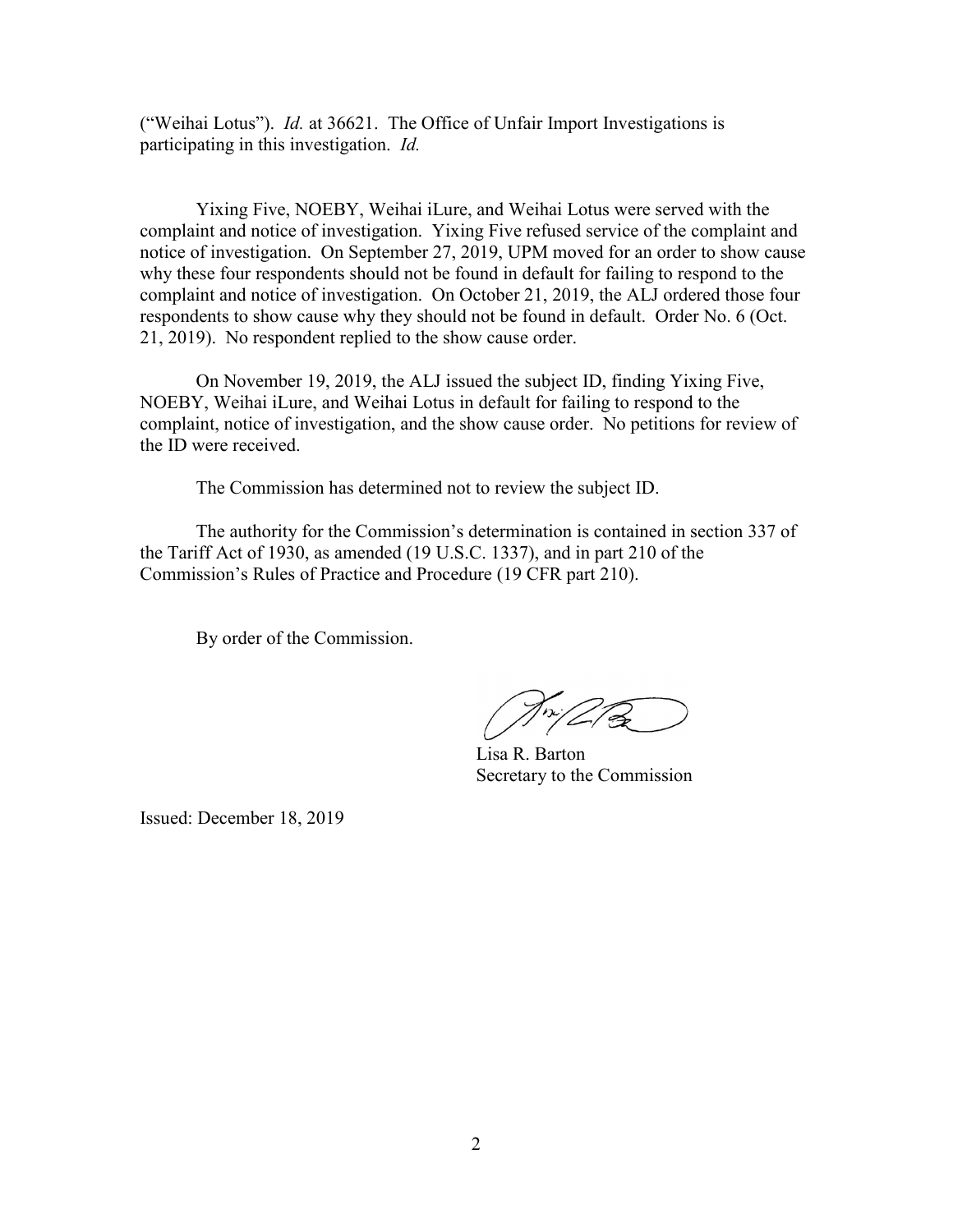("Weihai Lotus"). *Id.* at 36621. The Office of Unfair Import Investigations is participating in this investigation. *Id.*

Yixing Five, NOEBY, Weihai iLure, and Weihai Lotus were served with the complaint and notice of investigation. Yixing Five refused service of the complaint and notice of investigation. On September 27, 2019, UPM moved for an order to show cause why these four respondents should not be found in default for failing to respond to the complaint and notice of investigation. On October 21, 2019, the ALJ ordered those four respondents to show cause why they should not be found in default. Order No. 6 (Oct. 21, 2019). No respondent replied to the show cause order.

On November 19, 2019, the ALJ issued the subject ID, finding Yixing Five, NOEBY, Weihai iLure, and Weihai Lotus in default for failing to respond to the complaint, notice of investigation, and the show cause order. No petitions for review of the ID were received.

The Commission has determined not to review the subject ID.

The authority for the Commission's determination is contained in section 337 of the Tariff Act of 1930, as amended (19 U.S.C. 1337), and in part 210 of the Commission's Rules of Practice and Procedure (19 CFR part 210).

By order of the Commission.

Lisa R. Barton
Secretary to the Commission

Issued: December 18, 2019